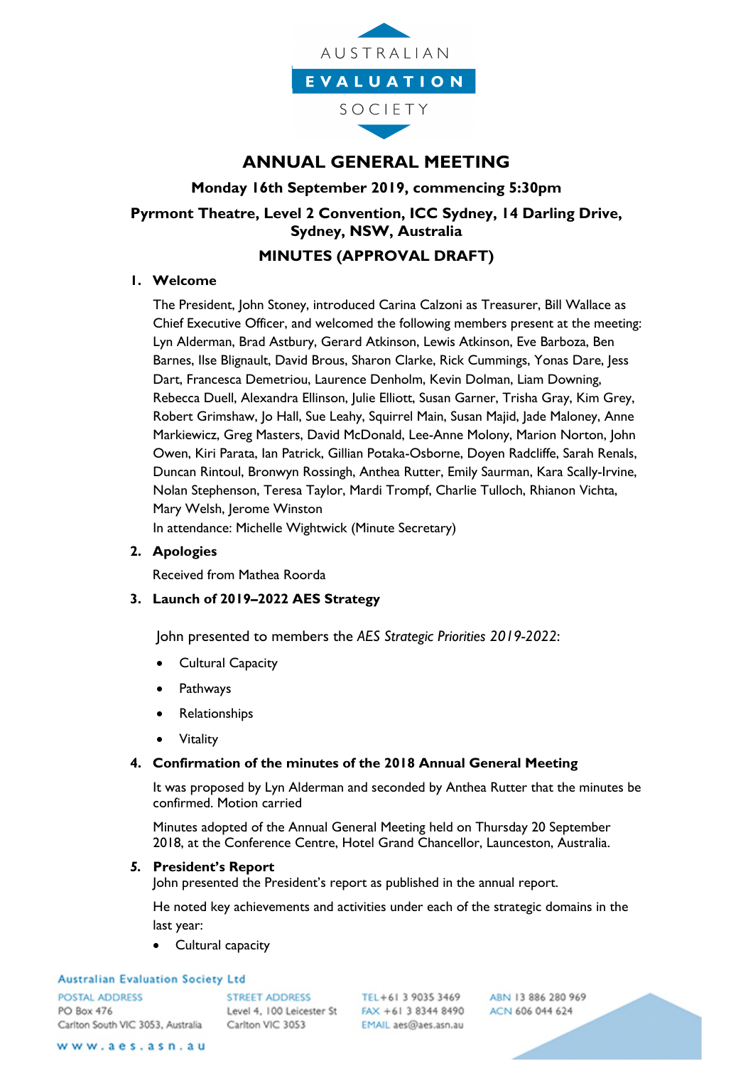# ANNUAL GENERAL MEETING

**Monday 16th September 2019, commencing 5:30pm**

**Pyrmont Theatre, Level 2 Convention, ICC Sydney, 14 Darling Drive, Sydney, NSW, Australia**

**MINUTES (APPROVAL DRAFT)**

## 1. Welcome

The President, John Stoney, introduced Carina Calzoni as Treasurer, Bill Wallace as Chief Executive Officer, and welcomed the following members present at the meeting: Lyn Alderman, Brad Astbury, Gerard Atkinson, Lewis Atkinson, Eve Barboza, Ben Barnes, Ilse Blignault, David Brous, Sharon Clarke, Rick Cummings, Yonas Dare, Jess Dart, Francesca Demetriou, Laurence Denholm, Kevin Dolman, Liam Downing, Rebecca Duell, Alexandra Ellinson, Julie Elliott, Susan Garner, Trisha Gray, Kim Grey, Robert Grimshaw, Jo Hall, Sue Leahy, Squirrel Main, Susan Majid, Jade Maloney, Anne Markiewicz, Greg Masters, David McDonald, Lee-Anne Molony, Marion Norton, John Owen, Kiri Parata, Ian Patrick, Gillian Potaka-Osborne, Doyen Radcliffe, Sarah Renals, Duncan Rintoul, Bronwyn Rossingh, Anthea Rutter, Emily Saurman, Kara Scally-Irvine, Nolan Stephenson, Teresa Taylor, Mardi Trompf, Charlie Tulloch, Rhianon Vichta, Mary Welsh, Jerome Winston

In attendance: Michelle Wightwick (Minute Secretary)

## 2. Apologies

Received from Mathea Roorda

## 3. Launch of 2019–2022 AES Strategy

John presented to members the *AES Strategic Priorities 2019-2022*:

- Cultural Capacity
- Pathways
- Relationships
- Vitality

## 4. Confirmation of the minutes of the 2018 Annual General Meeting

It was proposed by Lyn Alderman and seconded by Anthea Rutter that the minutes be confirmed. Motion carried

Minutes adopted of the Annual General Meeting held on Thursday 20 September 2018, at the Conference Centre, Hotel Grand Chancellor, Launceston, Australia.

## *5.* President's Report

John presented the President's report as published in the annual report.

He noted key achievements and activities under each of the strategic domains in the last year:

- Cultural capacity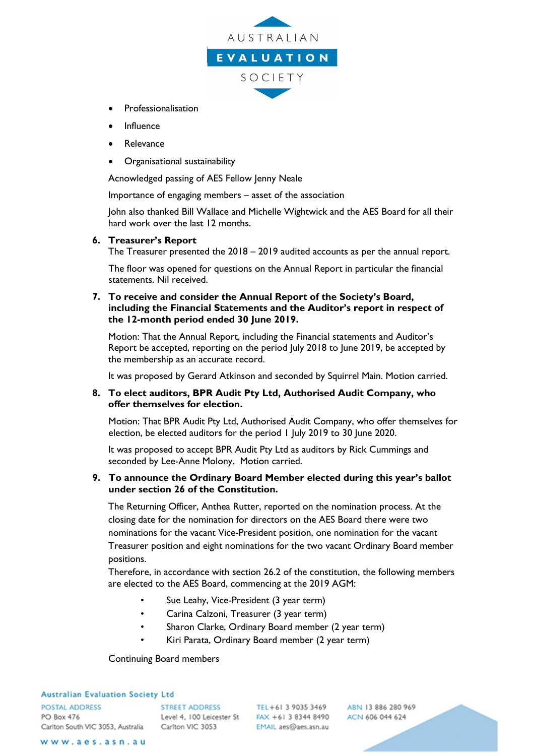- Professionalisation
- Influence
- Relevance
- Organisational sustainability

Acnowledged passing of AES Fellow Jenny Neale

Importance of engaging members – asset of the association

John also thanked Bill Wallace and Michelle Wightwick and the AES Board for all their hard work over the last 12 months.

6. **Treasurer's Report**

   The Treasurer presented the 2018 – 2019 audited accounts as per the annual report.

   The floor was opened for questions on the Annual Report in particular the financial statements. Nil received.

7. **To receive and consider the Annual Report of the Society's Board, including the Financial Statements and the Auditor's report in respect of the 12-month period ended 30 June 2019.**

   Motion: That the Annual Report, including the Financial statements and Auditor's Report be accepted, reporting on the period July 2018 to June 2019, be accepted by the membership as an accurate record.

   It was proposed by Gerard Atkinson and seconded by Squirrel Main. Motion carried.

8. **To elect auditors, BPR Audit Pty Ltd, Authorised Audit Company, who offer themselves for election.**

   Motion: That BPR Audit Pty Ltd, Authorised Audit Company, who offer themselves for election, be elected auditors for the period 1 July 2019 to 30 June 2020.

   It was proposed to accept BPR Audit Pty Ltd as auditors by Rick Cummings and seconded by Lee-Anne Molony. Motion carried.

9. **To announce the Ordinary Board Member elected during this year's ballot under section 26 of the Constitution.**

   The Returning Officer, Anthea Rutter, reported on the nomination process. At the closing date for the nomination for directors on the AES Board there were two nominations for the vacant Vice-President position, one nomination for the vacant Treasurer position and eight nominations for the two vacant Ordinary Board member positions.

   Therefore, in accordance with section 26.2 of the constitution, the following members are elected to the AES Board, commencing at the 2019 AGM:

   - Sue Leahy, Vice-President (3 year term)
   - Carina Calzoni, Treasurer (3 year term)
   - Sharon Clarke, Ordinary Board member (2 year term)
   - Kiri Parata, Ordinary Board member (2 year term)

   Continuing Board members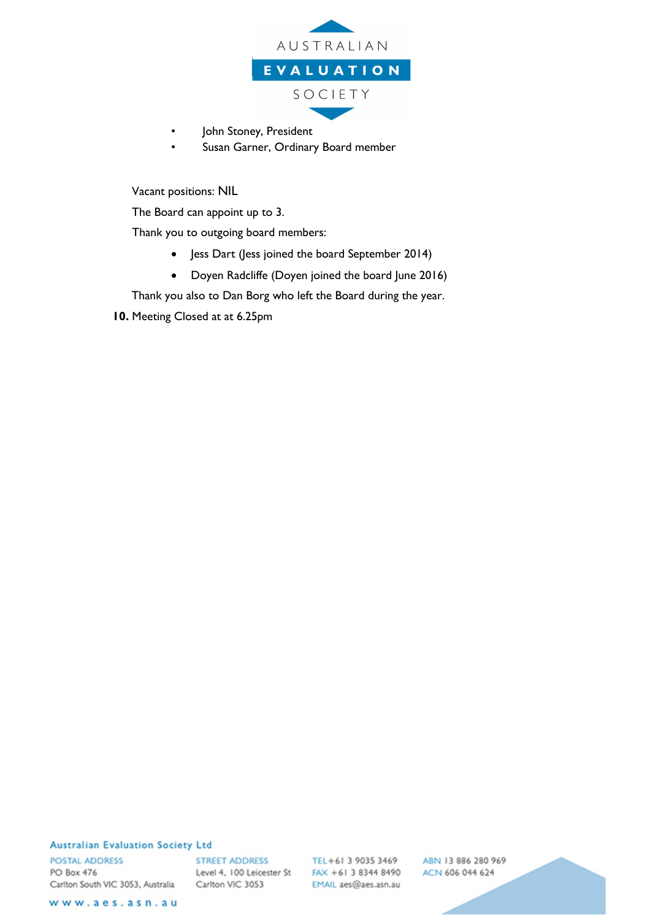- John Stoney, President
- Susan Garner, Ordinary Board member

Vacant positions: NIL

The Board can appoint up to 3.

Thank you to outgoing board members:

- Jess Dart (Jess joined the board September 2014)
- Doyen Radcliffe (Doyen joined the board June 2016)

Thank you also to Dan Borg who left the Board during the year.

**10.** Meeting Closed at at 6.25pm